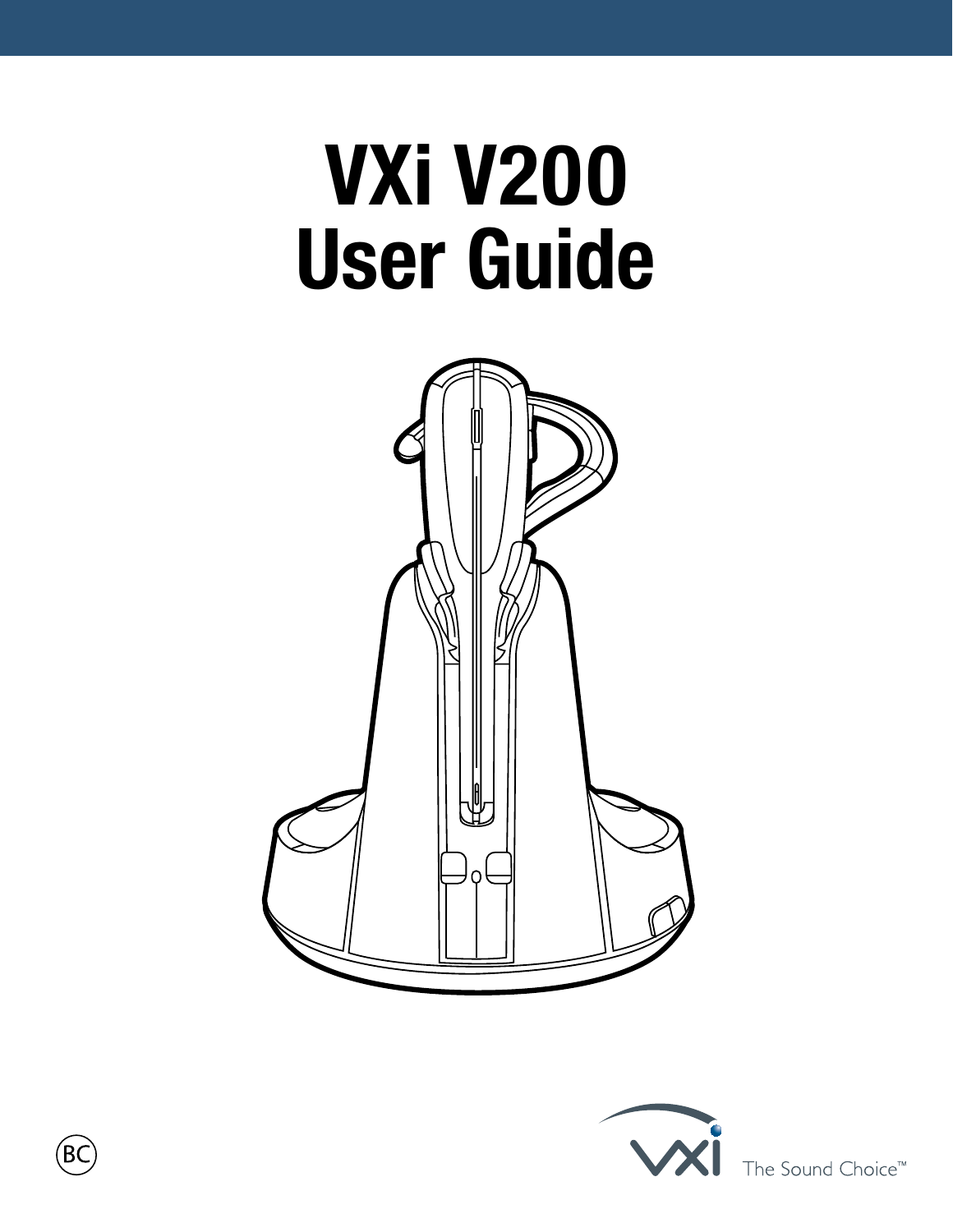# VXi V200 User Guide

BC

VXi The Sound Choice™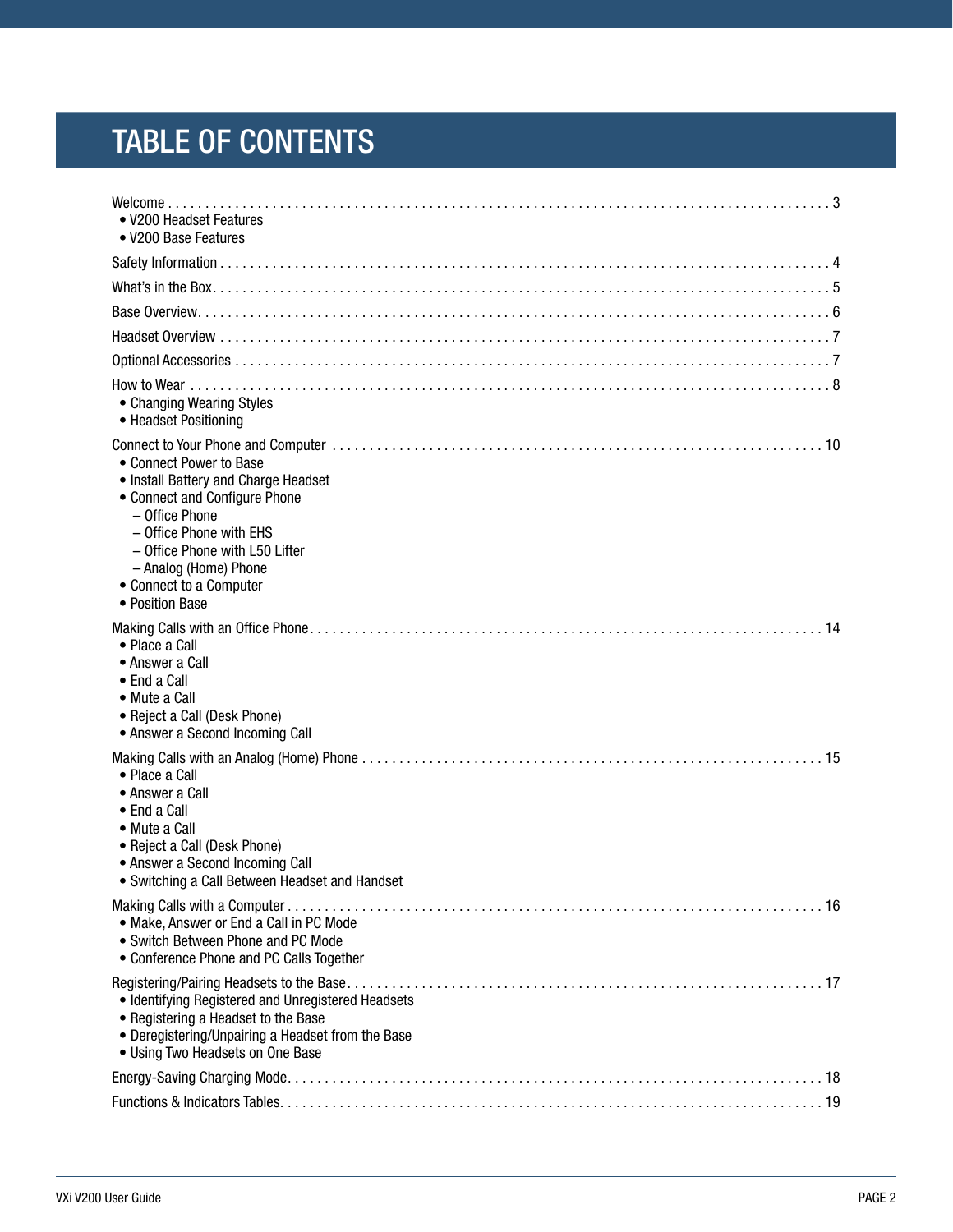# TABLE OF CONTENTS

Welcome . . . . . . . . . . 3
- V200 Headset Features
- V200 Base Features

Safety Information . . . . . . . . . . 4

What's in the Box. . . . . . . . . . 5

Base Overview. . . . . . . . . . 6

Headset Overview . . . . . . . . . . 7

Optional Accessories . . . . . . . . . . 7

How to Wear . . . . . . . . . . 8
- Changing Wearing Styles
- Headset Positioning

Connect to Your Phone and Computer . . . . . . . . . . 10
- Connect Power to Base
- Install Battery and Charge Headset
- Connect and Configure Phone
  - Office Phone
  - Office Phone with EHS
  - Office Phone with L50 Lifter
  - Analog (Home) Phone
- Connect to a Computer
- Position Base

Making Calls with an Office Phone. . . . . . . . . . 14
- Place a Call
- Answer a Call
- End a Call
- Mute a Call
- Reject a Call (Desk Phone)
- Answer a Second Incoming Call

Making Calls with an Analog (Home) Phone . . . . . . . . . . 15
- Place a Call
- Answer a Call
- End a Call
- Mute a Call
- Reject a Call (Desk Phone)
- Answer a Second Incoming Call
- Switching a Call Between Headset and Handset

Making Calls with a Computer . . . . . . . . . . 16
- Make, Answer or End a Call in PC Mode
- Switch Between Phone and PC Mode
- Conference Phone and PC Calls Together

Registering/Pairing Headsets to the Base. . . . . . . . . . 17
- Identifying Registered and Unregistered Headsets
- Registering a Headset to the Base
- Deregistering/Unpairing a Headset from the Base
- Using Two Headsets on One Base

Energy-Saving Charging Mode. . . . . . . . . . 18

Functions & Indicators Tables. . . . . . . . . . 19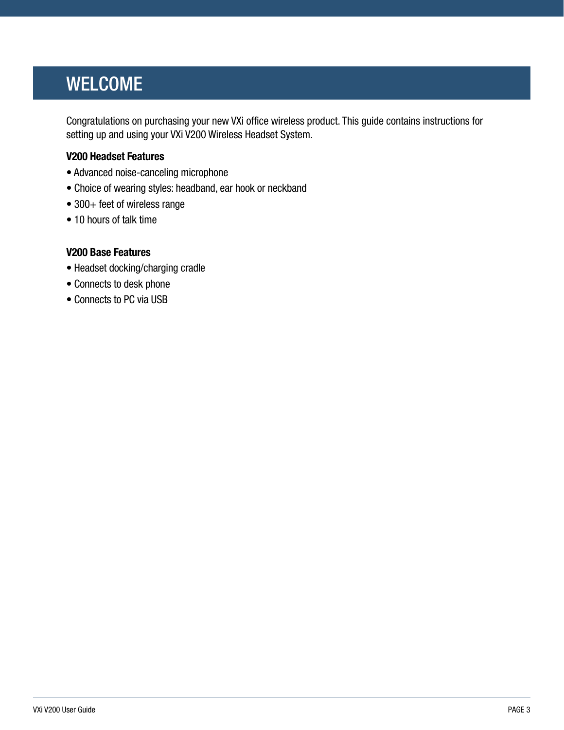# WELCOME

Congratulations on purchasing your new VXi office wireless product. This guide contains instructions for setting up and using your VXi V200 Wireless Headset System.

**V200 Headset Features**

- Advanced noise-canceling microphone
- Choice of wearing styles: headband, ear hook or neckband
- 300+ feet of wireless range
- 10 hours of talk time

**V200 Base Features**

- Headset docking/charging cradle
- Connects to desk phone
- Connects to PC via USB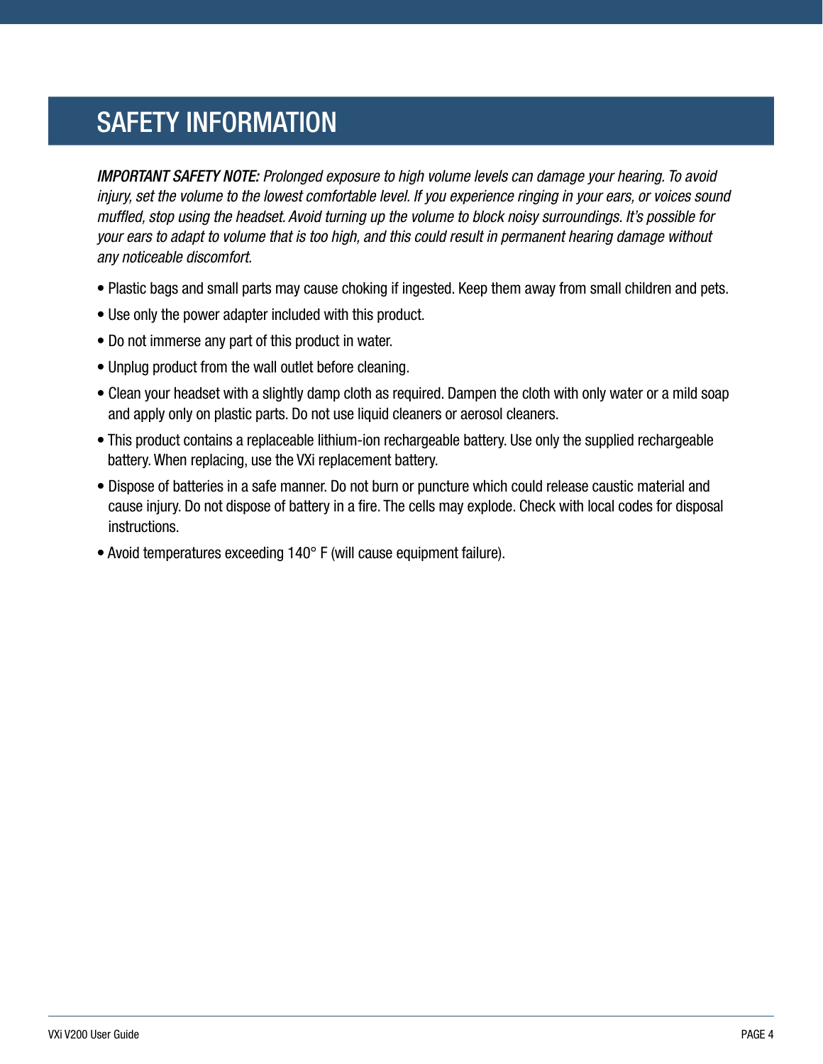# SAFETY INFORMATION

***IMPORTANT SAFETY NOTE:*** *Prolonged exposure to high volume levels can damage your hearing. To avoid injury, set the volume to the lowest comfortable level. If you experience ringing in your ears, or voices sound muffled, stop using the headset. Avoid turning up the volume to block noisy surroundings. It's possible for your ears to adapt to volume that is too high, and this could result in permanent hearing damage without any noticeable discomfort.*

- Plastic bags and small parts may cause choking if ingested. Keep them away from small children and pets.
- Use only the power adapter included with this product.
- Do not immerse any part of this product in water.
- Unplug product from the wall outlet before cleaning.
- Clean your headset with a slightly damp cloth as required. Dampen the cloth with only water or a mild soap and apply only on plastic parts. Do not use liquid cleaners or aerosol cleaners.
- This product contains a replaceable lithium-ion rechargeable battery. Use only the supplied rechargeable battery. When replacing, use the VXi replacement battery.
- Dispose of batteries in a safe manner. Do not burn or puncture which could release caustic material and cause injury. Do not dispose of battery in a fire. The cells may explode. Check with local codes for disposal instructions.
- Avoid temperatures exceeding 140° F (will cause equipment failure).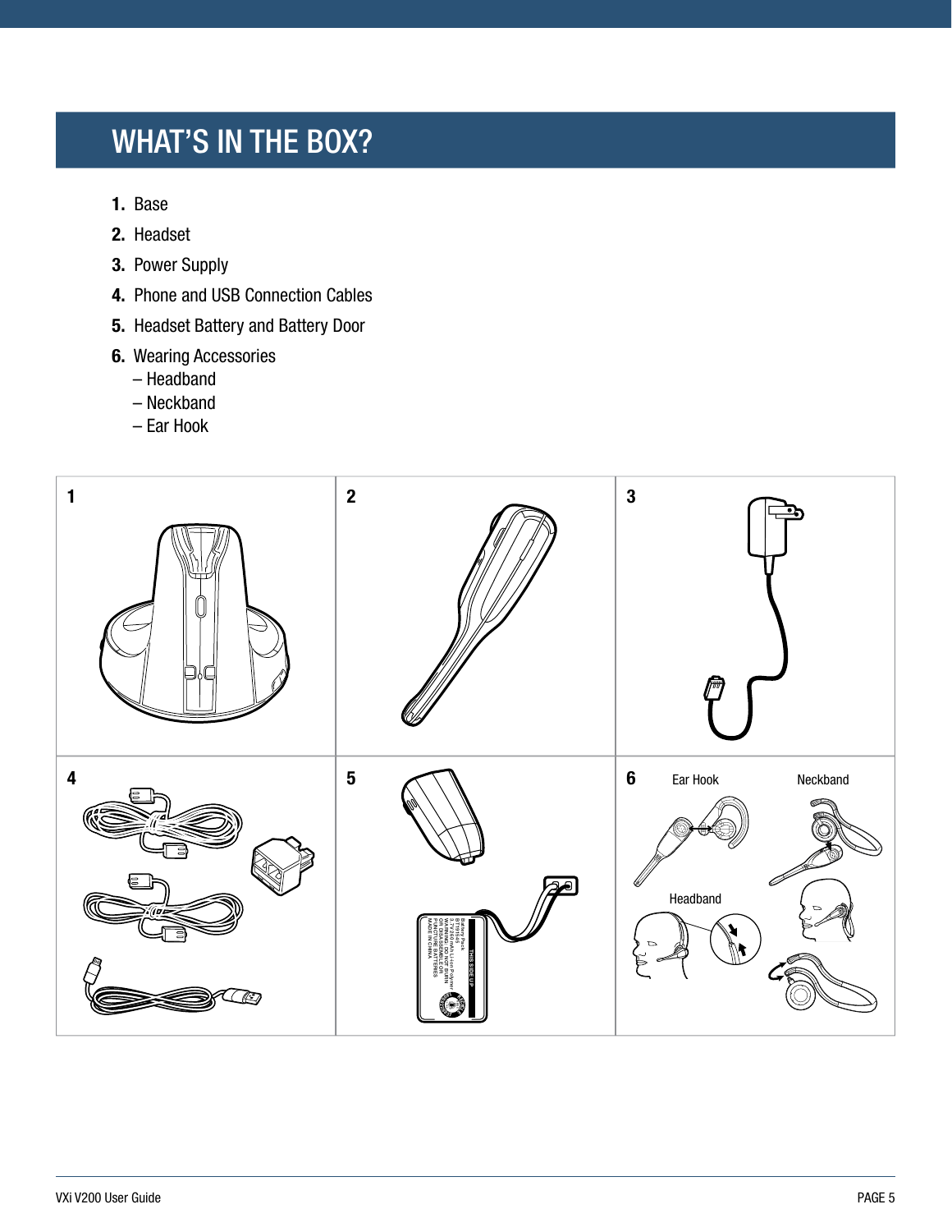# WHAT'S IN THE BOX?

1. Base
2. Headset
3. Power Supply
4. Phone and USB Connection Cables
5. Headset Battery and Battery Door
6. Wearing Accessories
   – Headband
   – Neckband
   – Ear Hook

1

2

3

4

5

6 Ear Hook Neckband

Headband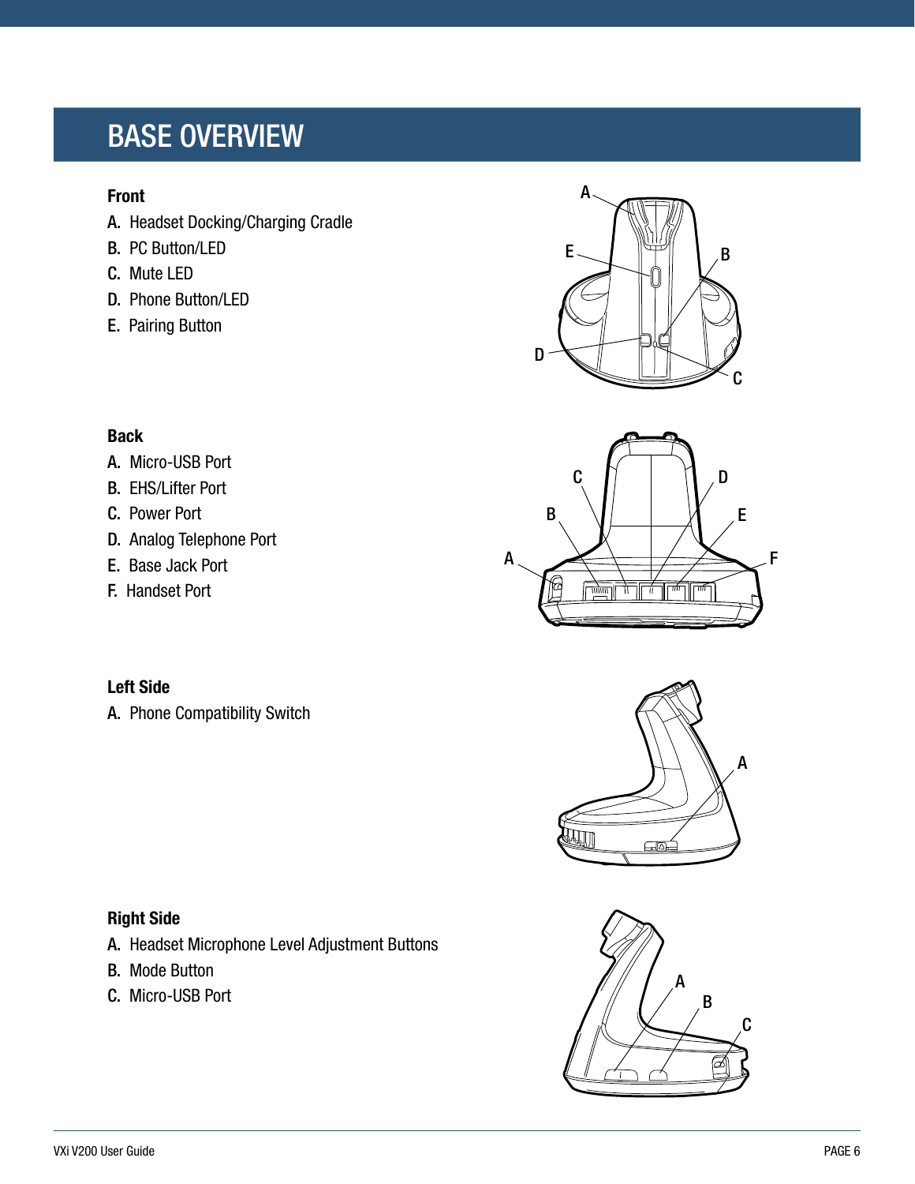# BASE OVERVIEW

**Front**

A. Headset Docking/Charging Cradle
B. PC Button/LED
C. Mute LED
D. Phone Button/LED
E. Pairing Button

**Back**

A. Micro-USB Port
B. EHS/Lifter Port
C. Power Port
D. Analog Telephone Port
E. Base Jack Port
F. Handset Port

**Left Side**

A. Phone Compatibility Switch

**Right Side**

A. Headset Microphone Level Adjustment Buttons
B. Mode Button
C. Micro-USB Port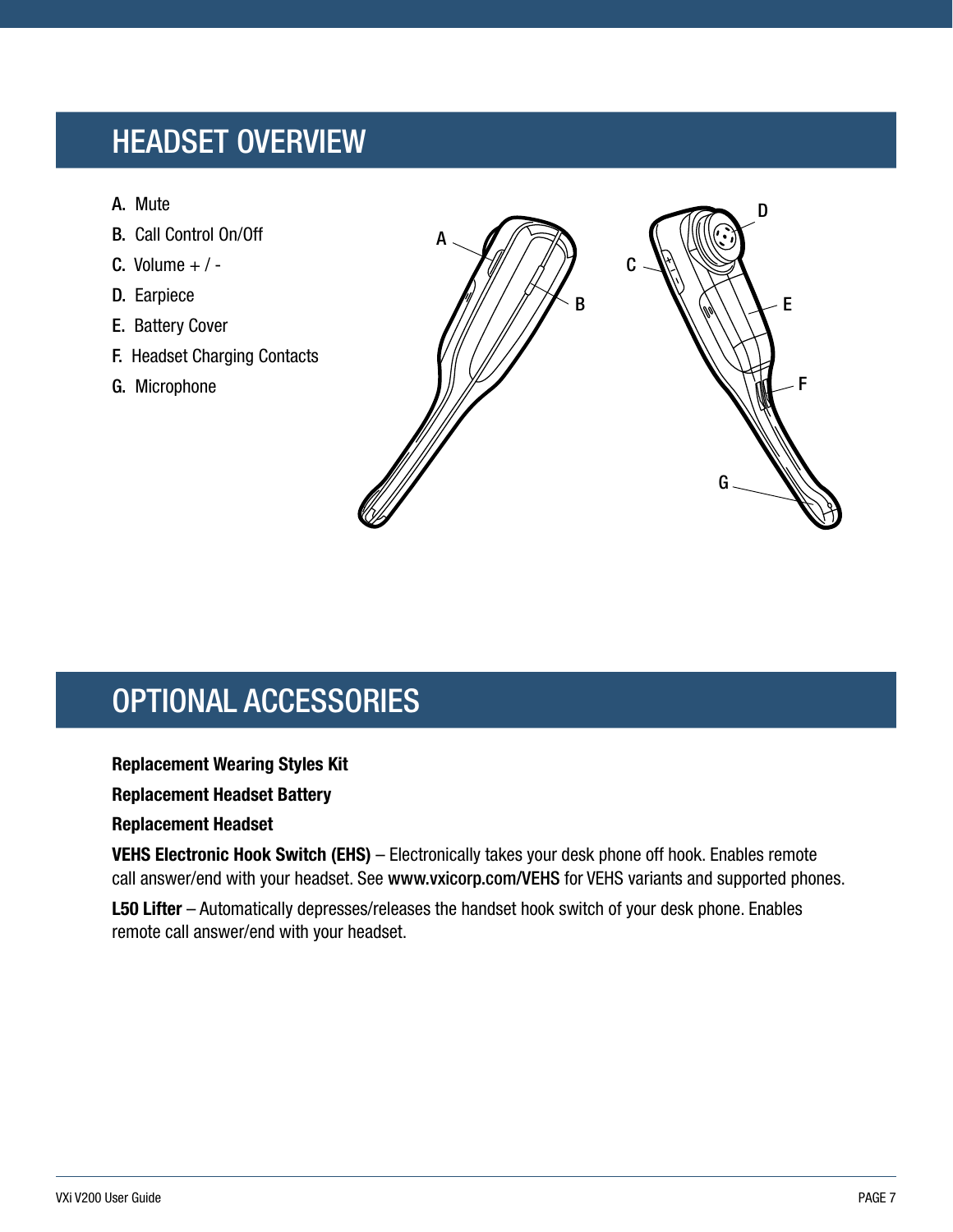## HEADSET OVERVIEW

A. Mute
B. Call Control On/Off
C. Volume + / -
D. Earpiece
E. Battery Cover
F. Headset Charging Contacts
G. Microphone

## OPTIONAL ACCESSORIES

**Replacement Wearing Styles Kit**

**Replacement Headset Battery**

**Replacement Headset**

**VEHS Electronic Hook Switch (EHS)** – Electronically takes your desk phone off hook. Enables remote call answer/end with your headset. See **www.vxicorp.com/VEHS** for VEHS variants and supported phones.

**L50 Lifter** – Automatically depresses/releases the handset hook switch of your desk phone. Enables remote call answer/end with your headset.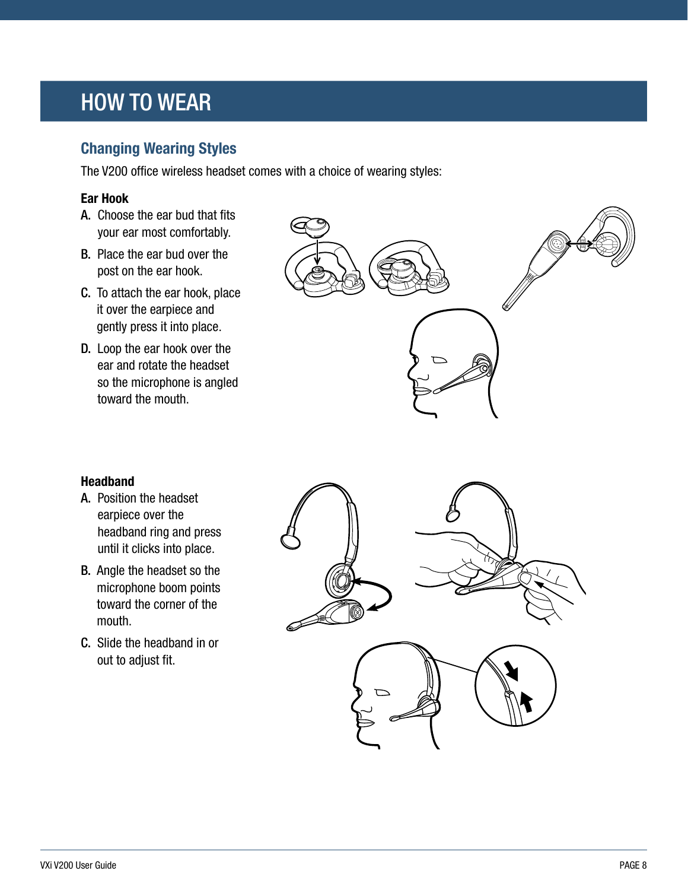# HOW TO WEAR

## Changing Wearing Styles

The V200 office wireless headset comes with a choice of wearing styles:

**Ear Hook**

A. Choose the ear bud that fits your ear most comfortably.

B. Place the ear bud over the post on the ear hook.

C. To attach the ear hook, place it over the earpiece and gently press it into place.

D. Loop the ear hook over the ear and rotate the headset so the microphone is angled toward the mouth.

**Headband**

A. Position the headset earpiece over the headband ring and press until it clicks into place.

B. Angle the headset so the microphone boom points toward the corner of the mouth.

C. Slide the headband in or out to adjust fit.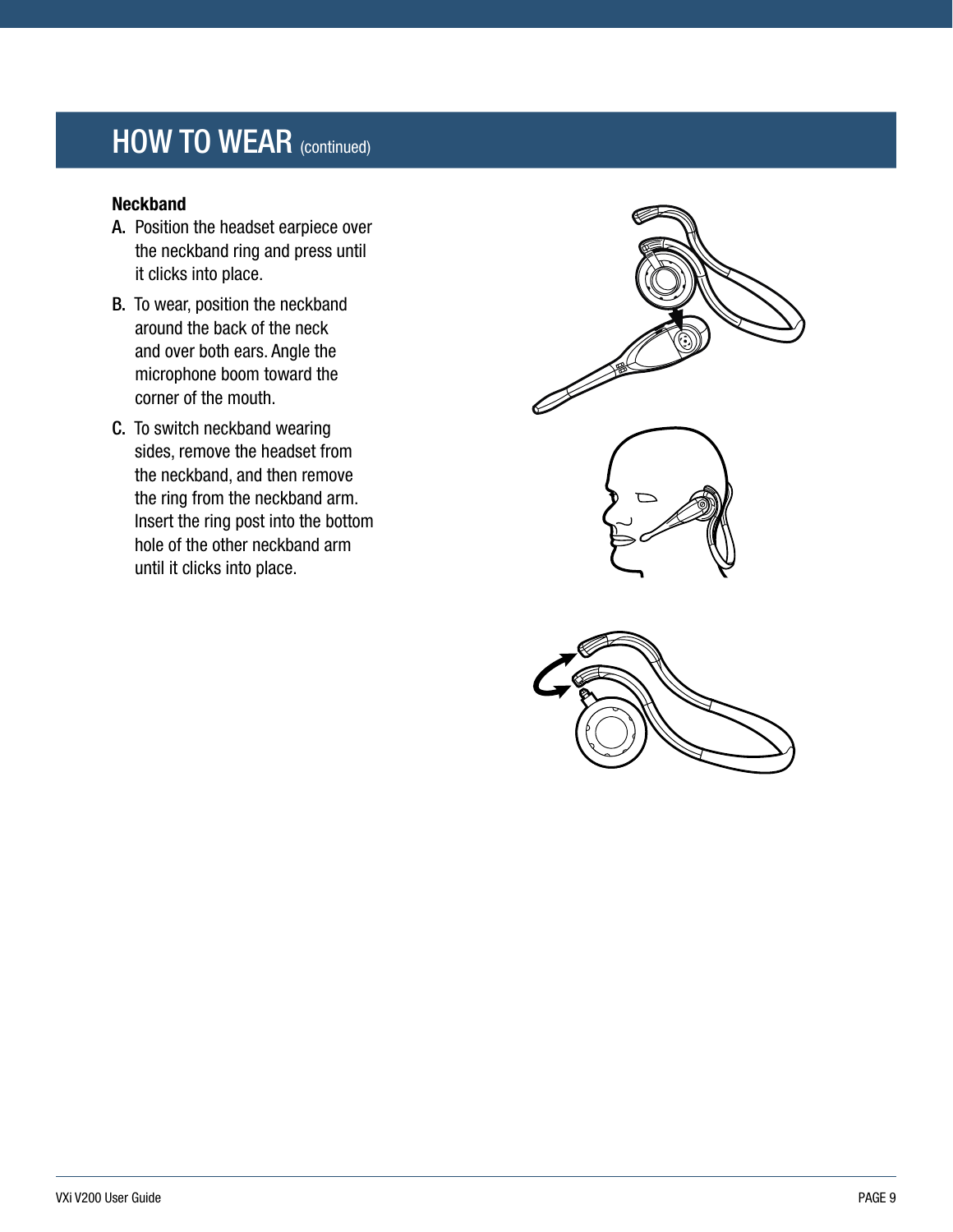# HOW TO WEAR (continued)

**Neckband**

A. Position the headset earpiece over the neckband ring and press until it clicks into place.

B. To wear, position the neckband around the back of the neck and over both ears. Angle the microphone boom toward the corner of the mouth.

C. To switch neckband wearing sides, remove the headset from the neckband, and then remove the ring from the neckband arm. Insert the ring post into the bottom hole of the other neckband arm until it clicks into place.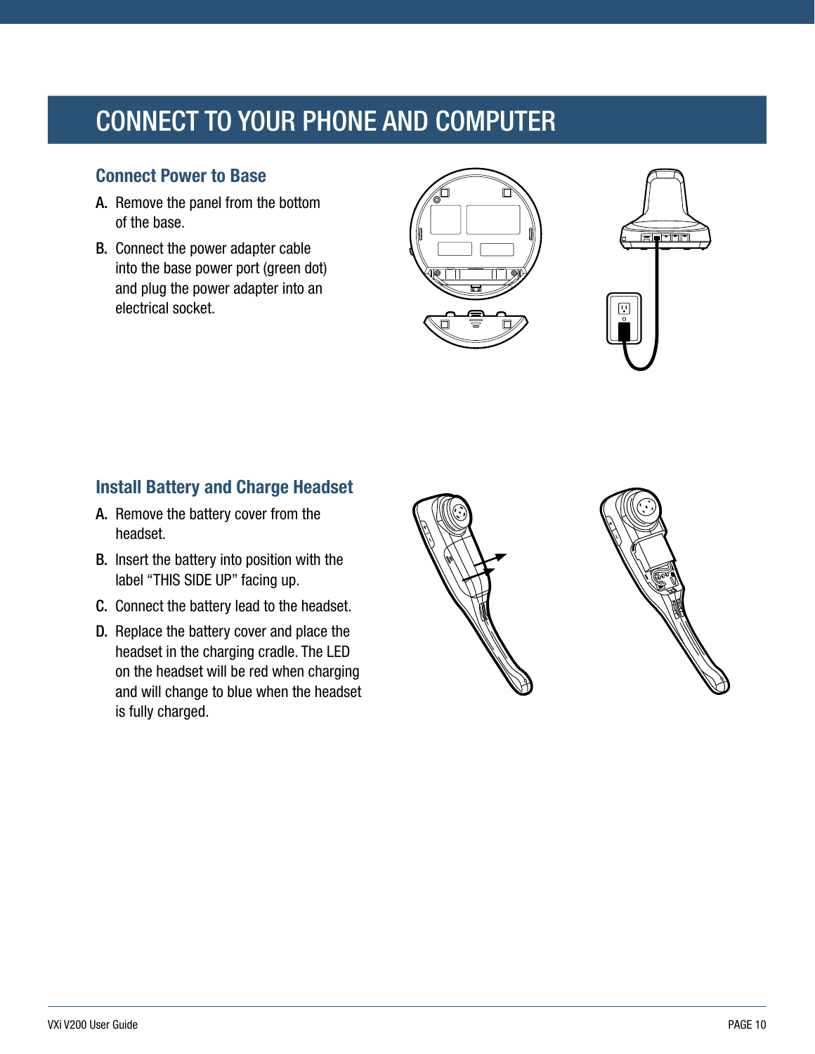# CONNECT TO YOUR PHONE AND COMPUTER

## Connect Power to Base

A. Remove the panel from the bottom of the base.

B. Connect the power adapter cable into the base power port (green dot) and plug the power adapter into an electrical socket.

## Install Battery and Charge Headset

A. Remove the battery cover from the headset.

B. Insert the battery into position with the label “THIS SIDE UP” facing up.

C. Connect the battery lead to the headset.

D. Replace the battery cover and place the headset in the charging cradle. The LED on the headset will be red when charging and will change to blue when the headset is fully charged.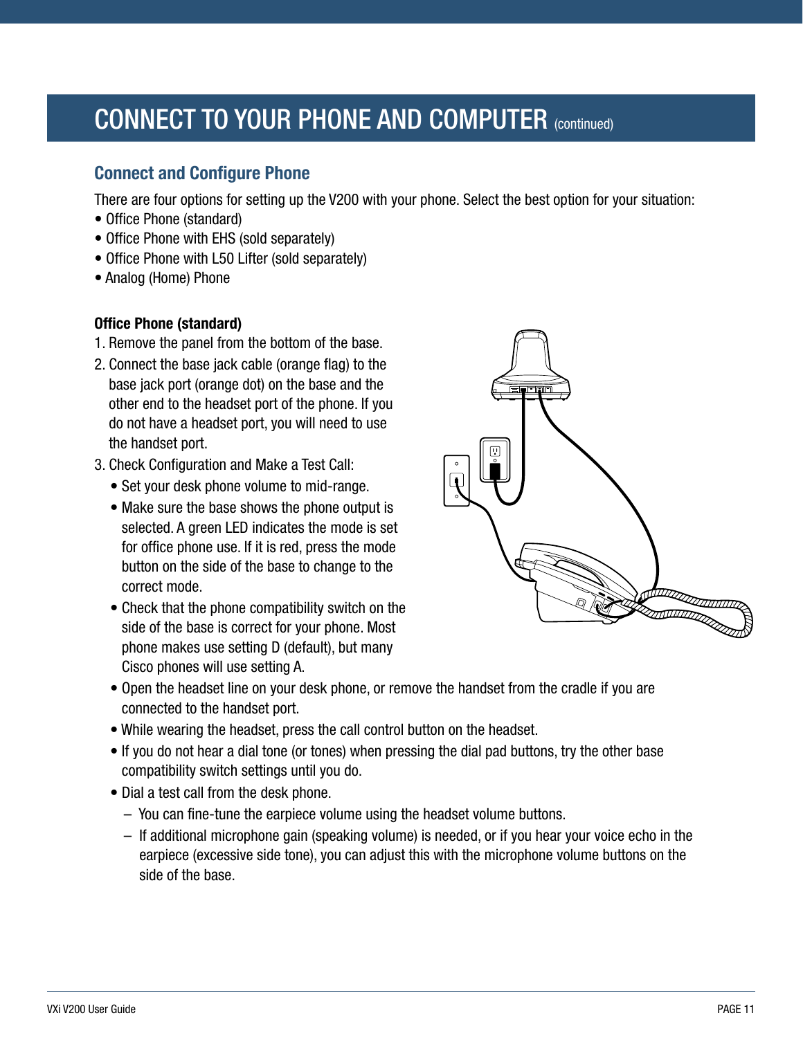# CONNECT TO YOUR PHONE AND COMPUTER (continued)

## Connect and Configure Phone

There are four options for setting up the V200 with your phone. Select the best option for your situation:

- Office Phone (standard)
- Office Phone with EHS (sold separately)
- Office Phone with L50 Lifter (sold separately)
- Analog (Home) Phone

**Office Phone (standard)**

1. Remove the panel from the bottom of the base.
2. Connect the base jack cable (orange flag) to the base jack port (orange dot) on the base and the other end to the headset port of the phone. If you do not have a headset port, you will need to use the handset port.
3. Check Configuration and Make a Test Call:
   - Set your desk phone volume to mid-range.
   - Make sure the base shows the phone output is selected. A green LED indicates the mode is set for office phone use. If it is red, press the mode button on the side of the base to change to the correct mode.
   - Check that the phone compatibility switch on the side of the base is correct for your phone. Most phone makes use setting D (default), but many Cisco phones will use setting A.
   - Open the headset line on your desk phone, or remove the handset from the cradle if you are connected to the handset port.
   - While wearing the headset, press the call control button on the headset.
   - If you do not hear a dial tone (or tones) when pressing the dial pad buttons, try the other base compatibility switch settings until you do.
   - Dial a test call from the desk phone.
     - You can fine-tune the earpiece volume using the headset volume buttons.
     - If additional microphone gain (speaking volume) is needed, or if you hear your voice echo in the earpiece (excessive side tone), you can adjust this with the microphone volume buttons on the side of the base.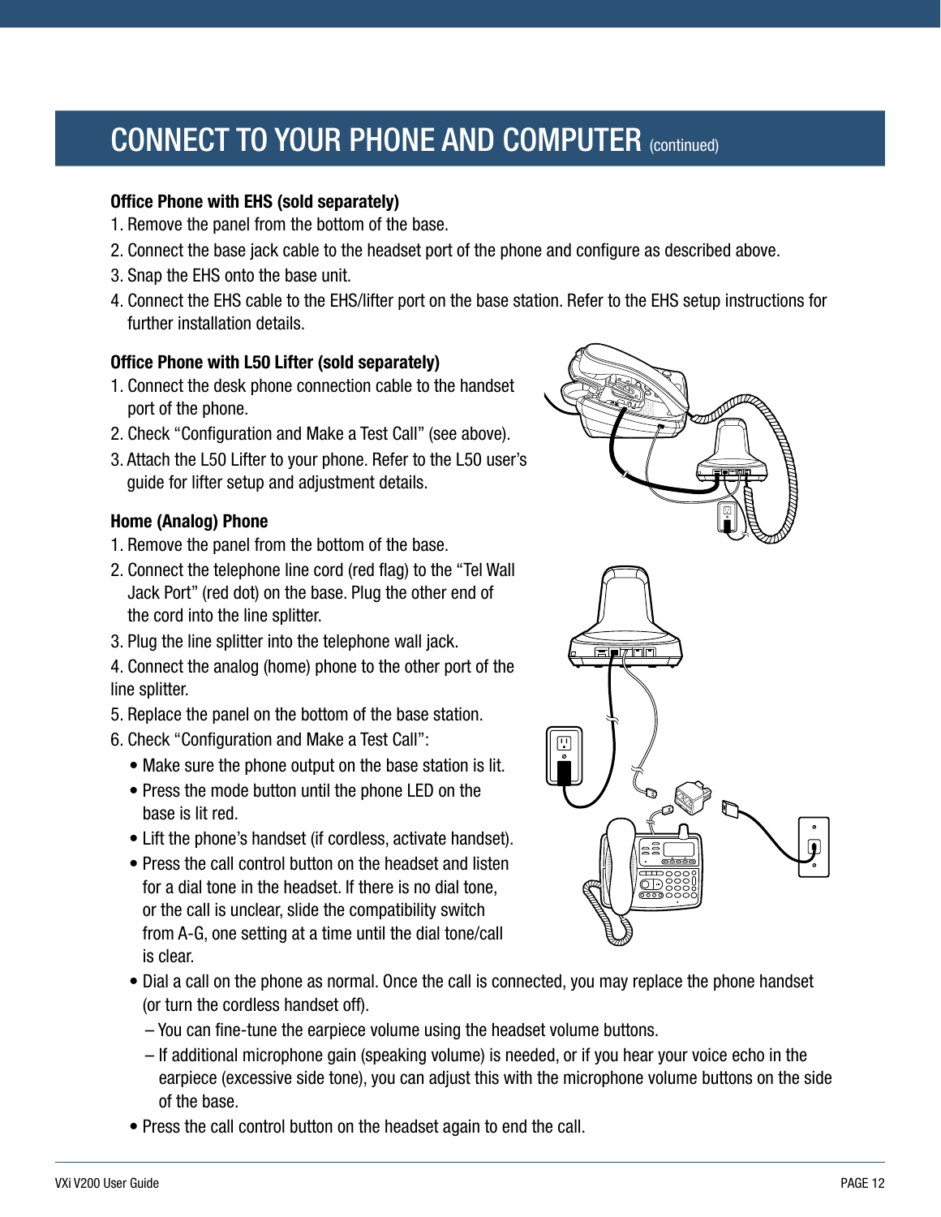# CONNECT TO YOUR PHONE AND COMPUTER (continued)

**Office Phone with EHS (sold separately)**

1. Remove the panel from the bottom of the base.
2. Connect the base jack cable to the headset port of the phone and configure as described above.
3. Snap the EHS onto the base unit.
4. Connect the EHS cable to the EHS/lifter port on the base station. Refer to the EHS setup instructions for further installation details.

**Office Phone with L50 Lifter (sold separately)**

1. Connect the desk phone connection cable to the handset port of the phone.
2. Check "Configuration and Make a Test Call" (see above).
3. Attach the L50 Lifter to your phone. Refer to the L50 user's guide for lifter setup and adjustment details.

**Home (Analog) Phone**

1. Remove the panel from the bottom of the base.
2. Connect the telephone line cord (red flag) to the "Tel Wall Jack Port" (red dot) on the base. Plug the other end of the cord into the line splitter.
3. Plug the line splitter into the telephone wall jack.
4. Connect the analog (home) phone to the other port of the line splitter.
5. Replace the panel on the bottom of the base station.
6. Check "Configuration and Make a Test Call":
   - Make sure the phone output on the base station is lit.
   - Press the mode button until the phone LED on the base is lit red.
   - Lift the phone's handset (if cordless, activate handset).
   - Press the call control button on the headset and listen for a dial tone in the headset. If there is no dial tone, or the call is unclear, slide the compatibility switch from A-G, one setting at a time until the dial tone/call is clear.
   - Dial a call on the phone as normal. Once the call is connected, you may replace the phone handset (or turn the cordless handset off).
     - You can fine-tune the earpiece volume using the headset volume buttons.
     - If additional microphone gain (speaking volume) is needed, or if you hear your voice echo in the earpiece (excessive side tone), you can adjust this with the microphone volume buttons on the side of the base.
   - Press the call control button on the headset again to end the call.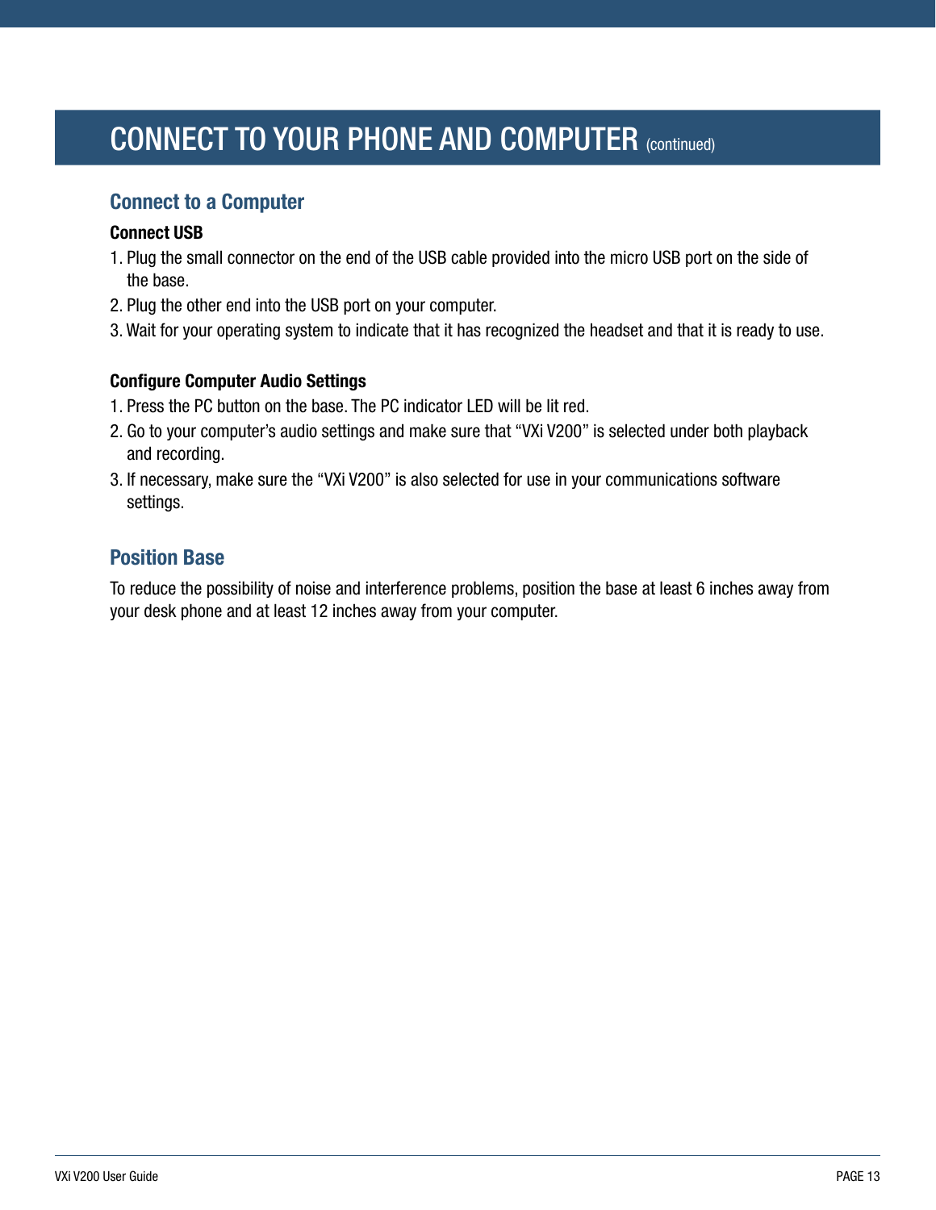# CONNECT TO YOUR PHONE AND COMPUTER (continued)

## Connect to a Computer

**Connect USB**

1. Plug the small connector on the end of the USB cable provided into the micro USB port on the side of the base.
2. Plug the other end into the USB port on your computer.
3. Wait for your operating system to indicate that it has recognized the headset and that it is ready to use.

**Configure Computer Audio Settings**

1. Press the PC button on the base. The PC indicator LED will be lit red.
2. Go to your computer's audio settings and make sure that "VXi V200" is selected under both playback and recording.
3. If necessary, make sure the "VXi V200" is also selected for use in your communications software settings.

## Position Base

To reduce the possibility of noise and interference problems, position the base at least 6 inches away from your desk phone and at least 12 inches away from your computer.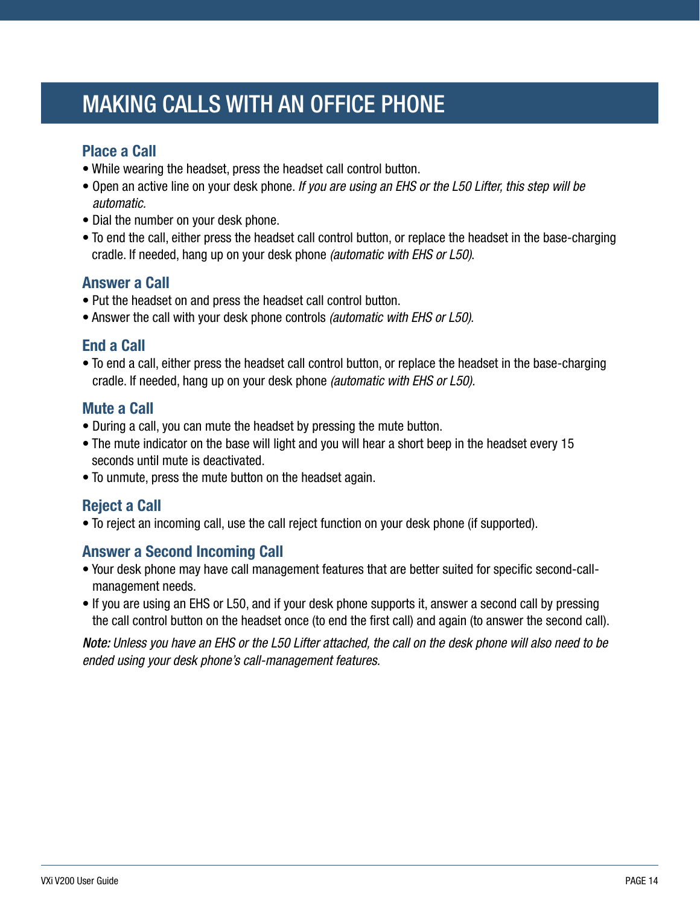# MAKING CALLS WITH AN OFFICE PHONE

## Place a Call

- While wearing the headset, press the headset call control button.
- Open an active line on your desk phone. *If you are using an EHS or the L50 Lifter, this step will be automatic.*
- Dial the number on your desk phone.
- To end the call, either press the headset call control button, or replace the headset in the base-charging cradle. If needed, hang up on your desk phone *(automatic with EHS or L50)*.

## Answer a Call

- Put the headset on and press the headset call control button.
- Answer the call with your desk phone controls *(automatic with EHS or L50)*.

## End a Call

- To end a call, either press the headset call control button, or replace the headset in the base-charging cradle. If needed, hang up on your desk phone *(automatic with EHS or L50)*.

## Mute a Call

- During a call, you can mute the headset by pressing the mute button.
- The mute indicator on the base will light and you will hear a short beep in the headset every 15 seconds until mute is deactivated.
- To unmute, press the mute button on the headset again.

## Reject a Call

- To reject an incoming call, use the call reject function on your desk phone (if supported).

## Answer a Second Incoming Call

- Your desk phone may have call management features that are better suited for specific second-call-management needs.
- If you are using an EHS or L50, and if your desk phone supports it, answer a second call by pressing the call control button on the headset once (to end the first call) and again (to answer the second call).

***Note:*** *Unless you have an EHS or the L50 Lifter attached, the call on the desk phone will also need to be ended using your desk phone's call-management features.*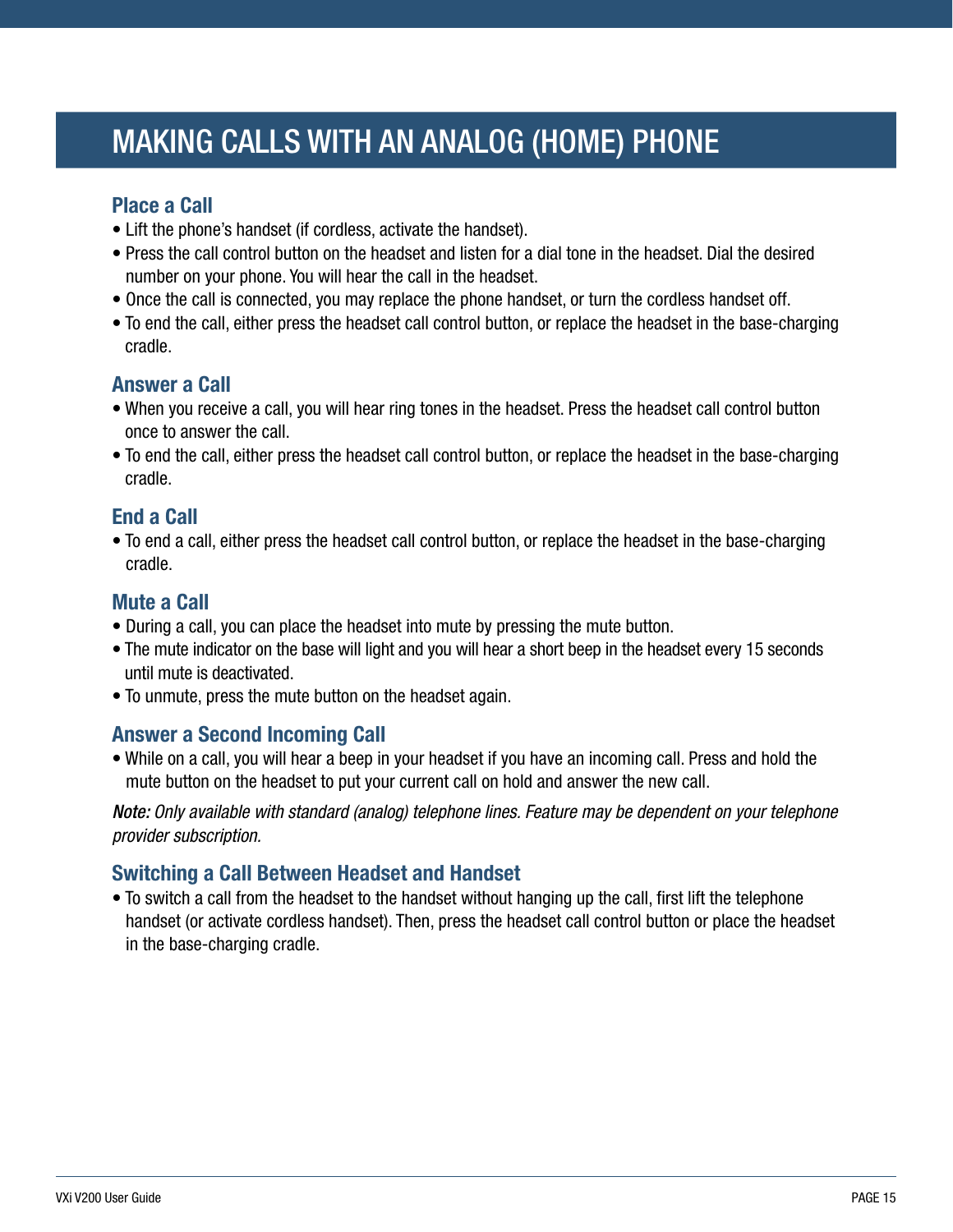# MAKING CALLS WITH AN ANALOG (HOME) PHONE

## Place a Call

- Lift the phone's handset (if cordless, activate the handset).
- Press the call control button on the headset and listen for a dial tone in the headset. Dial the desired number on your phone. You will hear the call in the headset.
- Once the call is connected, you may replace the phone handset, or turn the cordless handset off.
- To end the call, either press the headset call control button, or replace the headset in the base-charging cradle.

## Answer a Call

- When you receive a call, you will hear ring tones in the headset. Press the headset call control button once to answer the call.
- To end the call, either press the headset call control button, or replace the headset in the base-charging cradle.

## End a Call

- To end a call, either press the headset call control button, or replace the headset in the base-charging cradle.

## Mute a Call

- During a call, you can place the headset into mute by pressing the mute button.
- The mute indicator on the base will light and you will hear a short beep in the headset every 15 seconds until mute is deactivated.
- To unmute, press the mute button on the headset again.

## Answer a Second Incoming Call

- While on a call, you will hear a beep in your headset if you have an incoming call. Press and hold the mute button on the headset to put your current call on hold and answer the new call.

***Note:*** *Only available with standard (analog) telephone lines. Feature may be dependent on your telephone provider subscription.*

## Switching a Call Between Headset and Handset

- To switch a call from the headset to the handset without hanging up the call, first lift the telephone handset (or activate cordless handset). Then, press the headset call control button or place the headset in the base-charging cradle.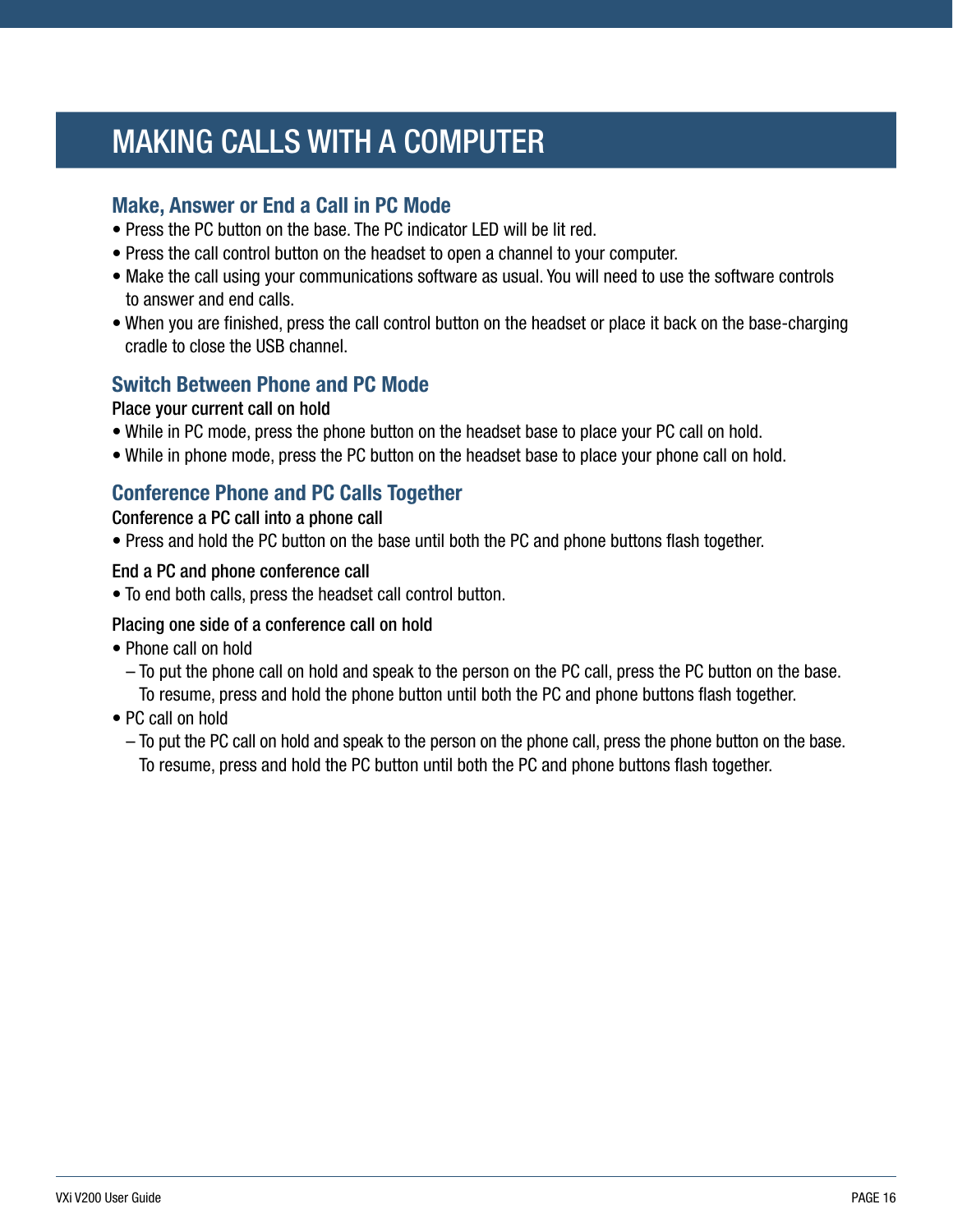# MAKING CALLS WITH A COMPUTER

## Make, Answer or End a Call in PC Mode

- Press the PC button on the base. The PC indicator LED will be lit red.
- Press the call control button on the headset to open a channel to your computer.
- Make the call using your communications software as usual. You will need to use the software controls to answer and end calls.
- When you are finished, press the call control button on the headset or place it back on the base-charging cradle to close the USB channel.

## Switch Between Phone and PC Mode

**Place your current call on hold**

- While in PC mode, press the phone button on the headset base to place your PC call on hold.
- While in phone mode, press the PC button on the headset base to place your phone call on hold.

## Conference Phone and PC Calls Together

**Conference a PC call into a phone call**

- Press and hold the PC button on the base until both the PC and phone buttons flash together.

**End a PC and phone conference call**

- To end both calls, press the headset call control button.

**Placing one side of a conference call on hold**

- Phone call on hold
  - To put the phone call on hold and speak to the person on the PC call, press the PC button on the base. To resume, press and hold the phone button until both the PC and phone buttons flash together.
- PC call on hold
  - To put the PC call on hold and speak to the person on the phone call, press the phone button on the base. To resume, press and hold the PC button until both the PC and phone buttons flash together.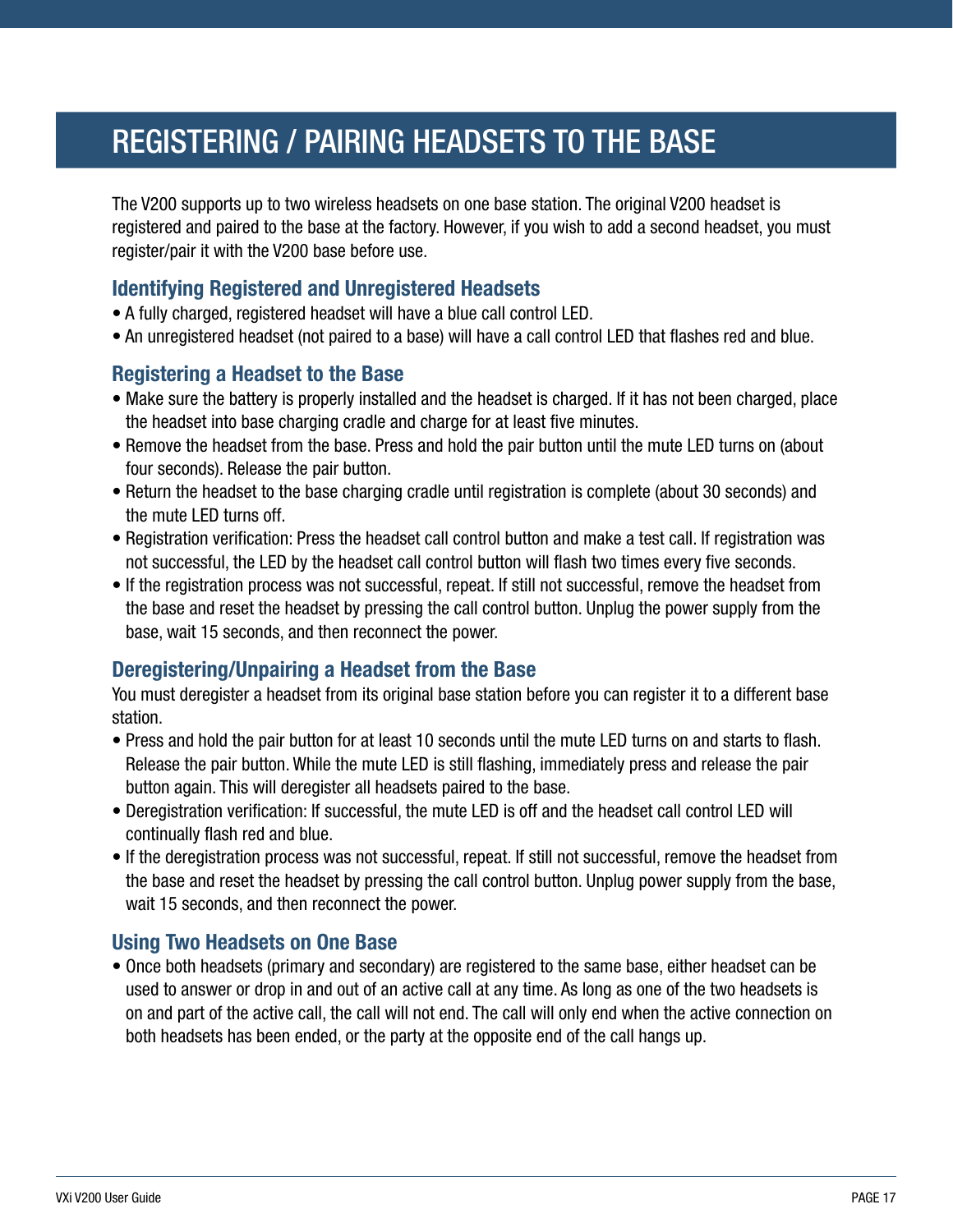# REGISTERING / PAIRING HEADSETS TO THE BASE

The V200 supports up to two wireless headsets on one base station. The original V200 headset is registered and paired to the base at the factory. However, if you wish to add a second headset, you must register/pair it with the V200 base before use.

## Identifying Registered and Unregistered Headsets

- A fully charged, registered headset will have a blue call control LED.
- An unregistered headset (not paired to a base) will have a call control LED that flashes red and blue.

## Registering a Headset to the Base

- Make sure the battery is properly installed and the headset is charged. If it has not been charged, place the headset into base charging cradle and charge for at least five minutes.
- Remove the headset from the base. Press and hold the pair button until the mute LED turns on (about four seconds). Release the pair button.
- Return the headset to the base charging cradle until registration is complete (about 30 seconds) and the mute LED turns off.
- Registration verification: Press the headset call control button and make a test call. If registration was not successful, the LED by the headset call control button will flash two times every five seconds.
- If the registration process was not successful, repeat. If still not successful, remove the headset from the base and reset the headset by pressing the call control button. Unplug the power supply from the base, wait 15 seconds, and then reconnect the power.

## Deregistering/Unpairing a Headset from the Base

You must deregister a headset from its original base station before you can register it to a different base station.

- Press and hold the pair button for at least 10 seconds until the mute LED turns on and starts to flash. Release the pair button. While the mute LED is still flashing, immediately press and release the pair button again. This will deregister all headsets paired to the base.
- Deregistration verification: If successful, the mute LED is off and the headset call control LED will continually flash red and blue.
- If the deregistration process was not successful, repeat. If still not successful, remove the headset from the base and reset the headset by pressing the call control button. Unplug power supply from the base, wait 15 seconds, and then reconnect the power.

## Using Two Headsets on One Base

- Once both headsets (primary and secondary) are registered to the same base, either headset can be used to answer or drop in and out of an active call at any time. As long as one of the two headsets is on and part of the active call, the call will not end. The call will only end when the active connection on both headsets has been ended, or the party at the opposite end of the call hangs up.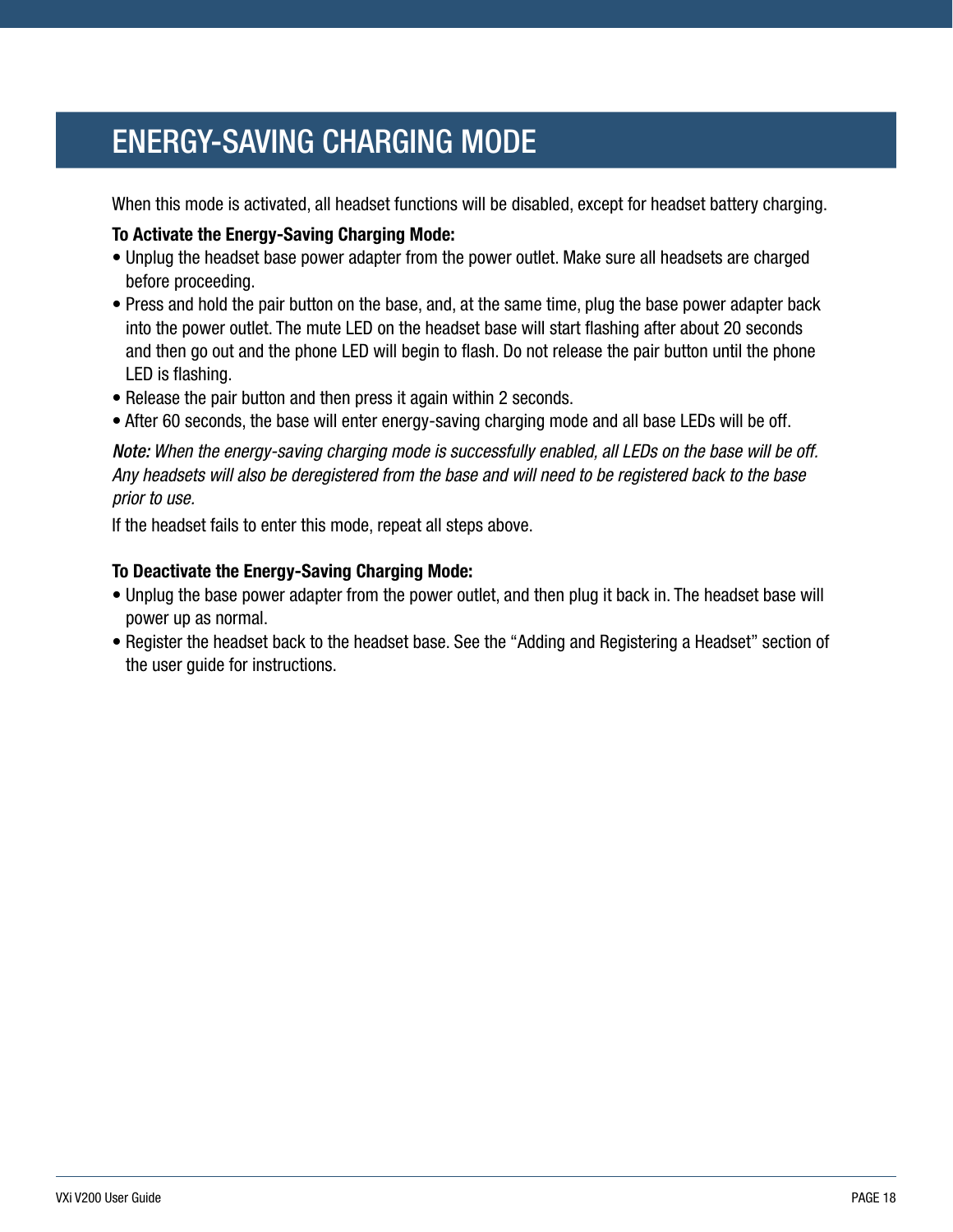# ENERGY-SAVING CHARGING MODE

When this mode is activated, all headset functions will be disabled, except for headset battery charging.

**To Activate the Energy-Saving Charging Mode:**

- Unplug the headset base power adapter from the power outlet. Make sure all headsets are charged before proceeding.
- Press and hold the pair button on the base, and, at the same time, plug the base power adapter back into the power outlet. The mute LED on the headset base will start flashing after about 20 seconds and then go out and the phone LED will begin to flash. Do not release the pair button until the phone LED is flashing.
- Release the pair button and then press it again within 2 seconds.
- After 60 seconds, the base will enter energy-saving charging mode and all base LEDs will be off.

***Note:*** *When the energy-saving charging mode is successfully enabled, all LEDs on the base will be off. Any headsets will also be deregistered from the base and will need to be registered back to the base prior to use.*

If the headset fails to enter this mode, repeat all steps above.

**To Deactivate the Energy-Saving Charging Mode:**

- Unplug the base power adapter from the power outlet, and then plug it back in. The headset base will power up as normal.
- Register the headset back to the headset base. See the “Adding and Registering a Headset” section of the user guide for instructions.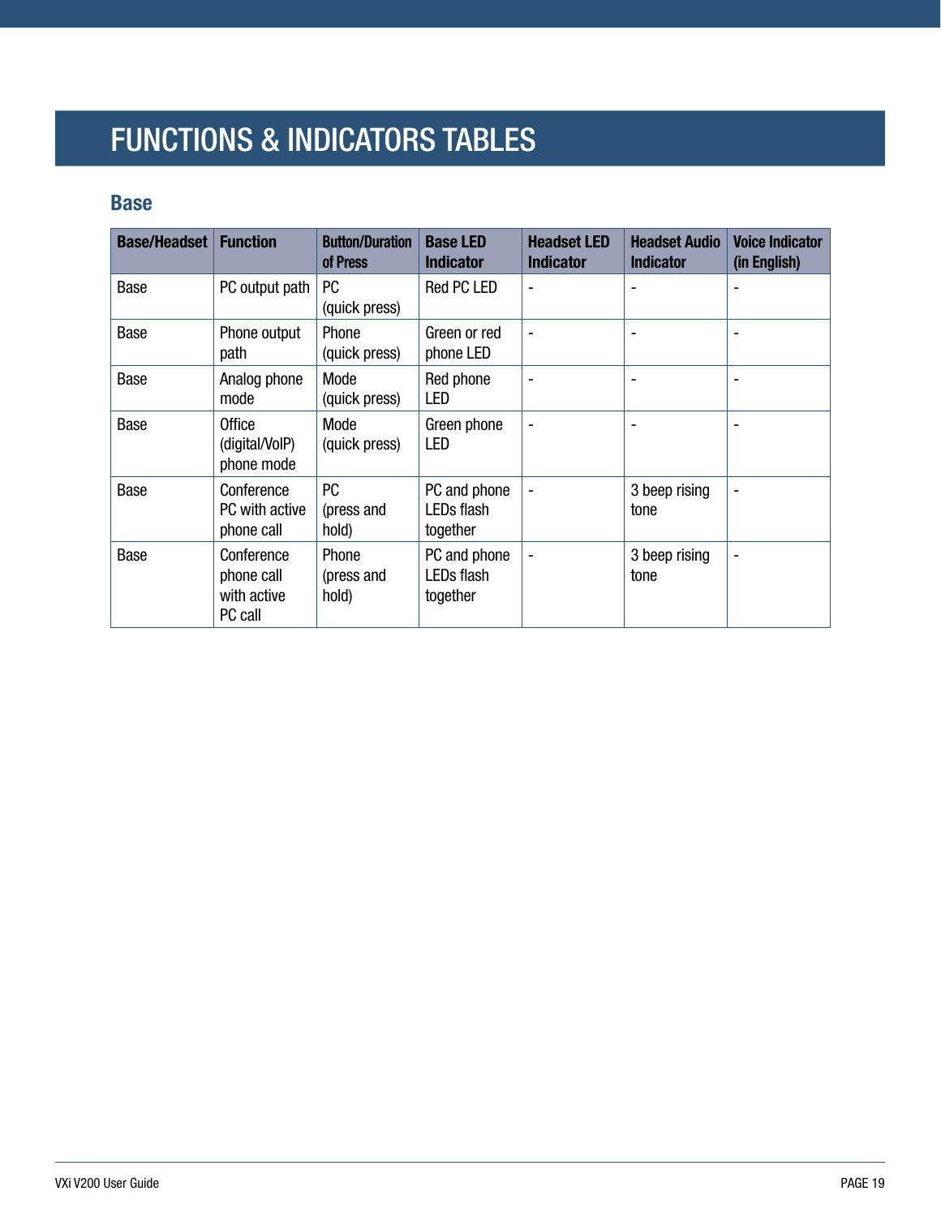# FUNCTIONS & INDICATORS TABLES

## Base

| Base/Headset | Function | Button/Duration of Press | Base LED Indicator | Headset LED Indicator | Headset Audio Indicator | Voice Indicator (in English) |
|---|---|---|---|---|---|---|
| Base | PC output path | PC (quick press) | Red PC LED | - | - | - |
| Base | Phone output path | Phone (quick press) | Green or red phone LED | - | - | - |
| Base | Analog phone mode | Mode (quick press) | Red phone LED | - | - | - |
| Base | Office (digital/VoIP) phone mode | Mode (quick press) | Green phone LED | - | - | - |
| Base | Conference PC with active phone call | PC (press and hold) | PC and phone LEDs flash together | - | 3 beep rising tone | - |
| Base | Conference phone call with active PC call | Phone (press and hold) | PC and phone LEDs flash together | - | 3 beep rising tone | - |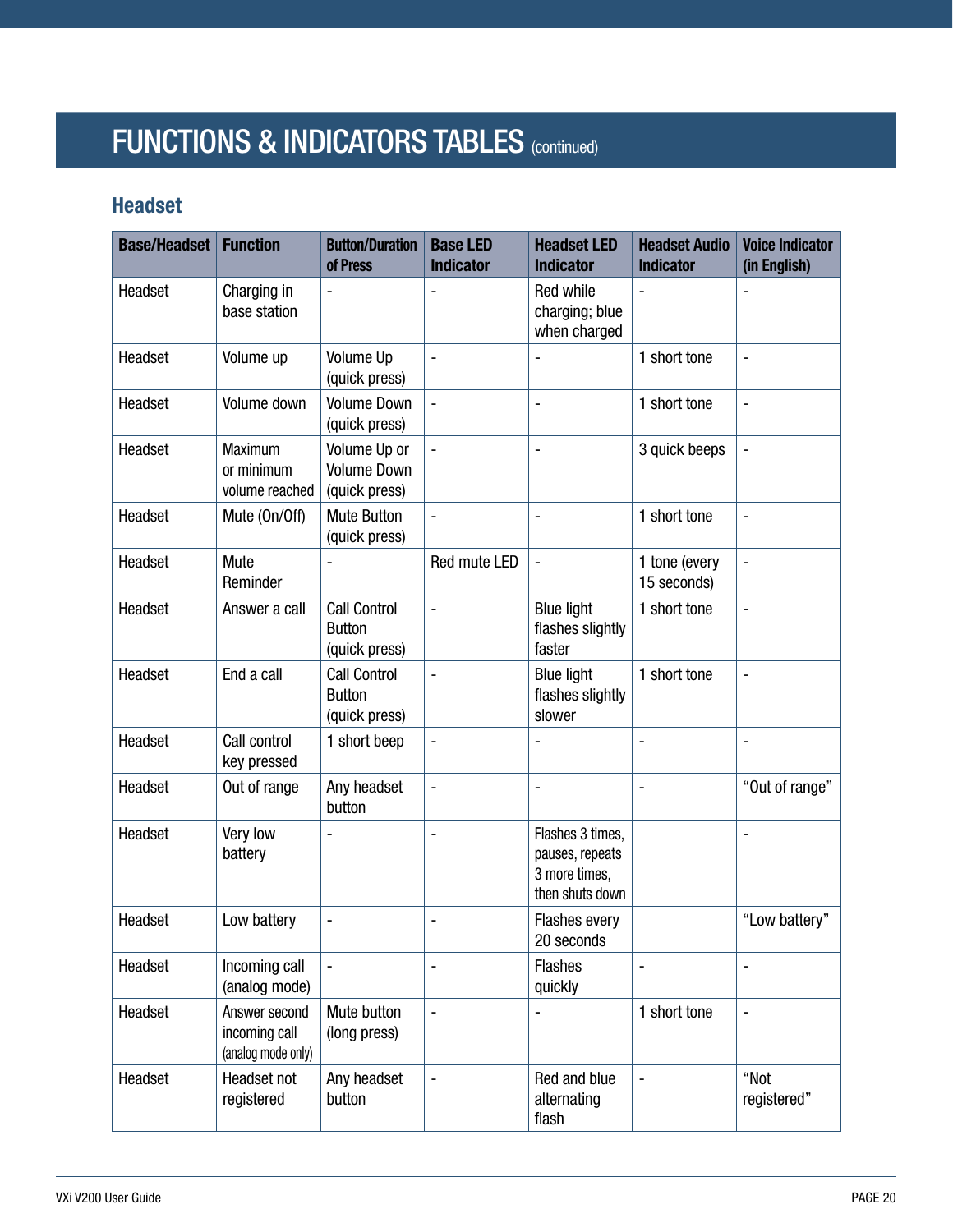# FUNCTIONS & INDICATORS TABLES (continued)

## Headset

| Base/Headset | Function | Button/Duration of Press | Base LED Indicator | Headset LED Indicator | Headset Audio Indicator | Voice Indicator (in English) |
|---|---|---|---|---|---|---|
| Headset | Charging in base station | - | - | Red while charging; blue when charged | - | - |
| Headset | Volume up | Volume Up (quick press) | - | - | 1 short tone | - |
| Headset | Volume down | Volume Down (quick press) | - | - | 1 short tone | - |
| Headset | Maximum or minimum volume reached | Volume Up or Volume Down (quick press) | - | - | 3 quick beeps | - |
| Headset | Mute (On/Off) | Mute Button (quick press) | - | - | 1 short tone | - |
| Headset | Mute Reminder | - | Red mute LED | - | 1 tone (every 15 seconds) | - |
| Headset | Answer a call | Call Control Button (quick press) | - | Blue light flashes slightly faster | 1 short tone | - |
| Headset | End a call | Call Control Button (quick press) | - | Blue light flashes slightly slower | 1 short tone | - |
| Headset | Call control key pressed | 1 short beep | - | - | - | - |
| Headset | Out of range | Any headset button | - | - | - | "Out of range" |
| Headset | Very low battery | - | - | Flashes 3 times, pauses, repeats 3 more times, then shuts down | | - |
| Headset | Low battery | - | - | Flashes every 20 seconds | | "Low battery" |
| Headset | Incoming call (analog mode) | - | - | Flashes quickly | - | - |
| Headset | Answer second incoming call (analog mode only) | Mute button (long press) | - | - | 1 short tone | - |
| Headset | Headset not registered | Any headset button | - | Red and blue alternating flash | - | "Not registered" |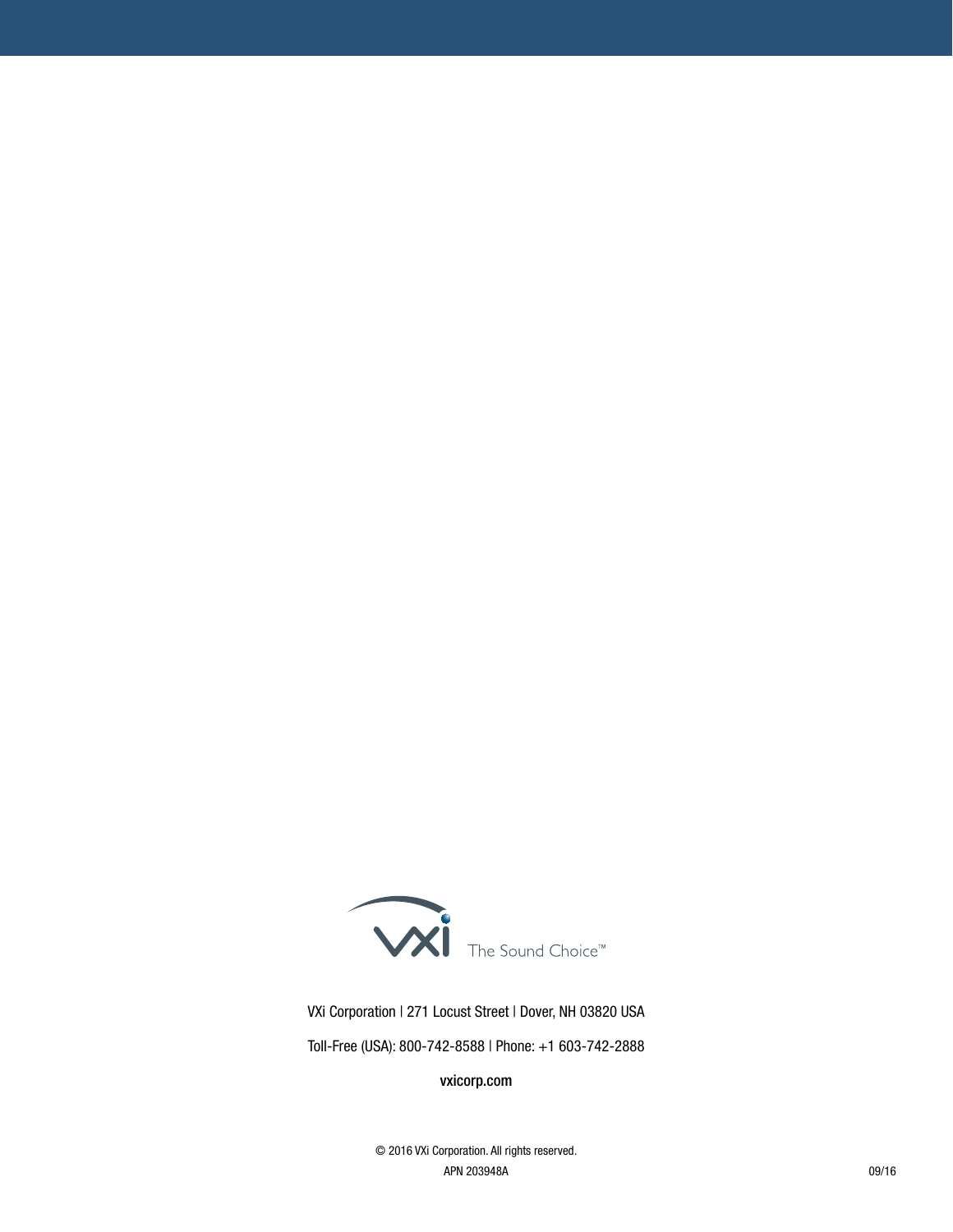The Sound Choice™

VXi Corporation | 271 Locust Street | Dover, NH 03820 USA

Toll-Free (USA): 800-742-8588 | Phone: +1 603-742-2888

vxicorp.com

© 2016 VXi Corporation. All rights reserved.

APN 203948A

09/16